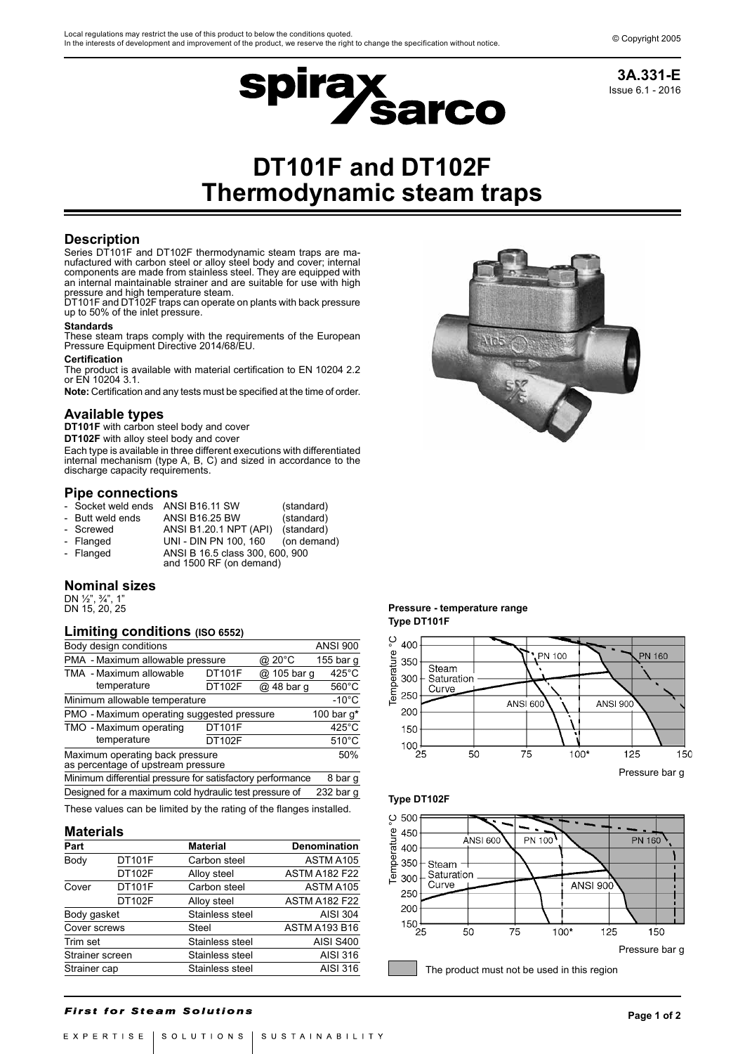# DT101F and DT102F Thermodynamic steam traps

3A.331-E
Issue 6.1 - 2016

## Description

Series DT101F and DT102F thermodynamic steam traps are manufactured with carbon steel or alloy steel body and cover; internal components are made from stainless steel. They are equipped with an internal maintainable strainer and are suitable for use with high pressure and high temperature steam.
DT101F and DT102F traps can operate on plants with back pressure up to 50% of the inlet pressure.

### Standards

These steam traps comply with the requirements of the European Pressure Equipment Directive 2014/68/EU.

### Certification

The product is available with material certification to EN 10204 2.2 or EN 10204 3.1.

**Note:** Certification and any tests must be specified at the time of order.

## Available types

**DT101F** with carbon steel body and cover

**DT102F** with alloy steel body and cover

Each type is available in three different executions with differentiated internal mechanism (type A, B, C) and sized in accordance to the discharge capacity requirements.

## Pipe connections

- Socket weld ends — ANSI B16.11 SW (standard)
- Butt weld ends — ANSI B16.25 BW (standard)
- Screwed — ANSI B1.20.1 NPT (API) (standard)
- Flanged — UNI - DIN PN 100, 160 (on demand)
- Flanged — ANSI B 16.5 class 300, 600, 900 and 1500 RF (on demand)

## Nominal sizes

DN ½", ¾", 1"
DN 15, 20, 25

## Limiting conditions (ISO 6552)

| | | | |
|---|---|---|---|
| Body design conditions | | | ANSI 900 |
| PMA - Maximum allowable pressure | | @ 20°C | 155 bar g |
| TMA - Maximum allowable temperature | DT101F | @ 105 bar g | 425°C |
| | DT102F | @ 48 bar g | 560°C |
| Minimum allowable temperature | | | -10°C |
| PMO - Maximum operating suggested pressure | | | 100 bar g* |
| TMO - Maximum operating temperature | DT101F | | 425°C |
| | DT102F | | 510°C |
| Maximum operating back pressure as percentage of upstream pressure | | | 50% |
| Minimum differential pressure for satisfactory performance | | | 8 bar g |
| Designed for a maximum cold hydraulic test pressure of | | | 232 bar g |

These values can be limited by the rating of the flanges installed.

## Materials

| Part | | Material | Denomination |
|---|---|---|---|
| Body | DT101F | Carbon steel | ASTM A105 |
| | DT102F | Alloy steel | ASTM A182 F22 |
| Cover | DT101F | Carbon steel | ASTM A105 |
| | DT102F | Alloy steel | ASTM A182 F22 |
| Body gasket | | Stainless steel | AISI 304 |
| Cover screws | | Steel | ASTM A193 B16 |
| Trim set | | Stainless steel | AISI S400 |
| Strainer screen | | Stainless steel | AISI 316 |
| Strainer cap | | Stainless steel | AISI 316 |

**Pressure - temperature range**

**Type DT101F**

**Type DT102F**

The product must not be used in this region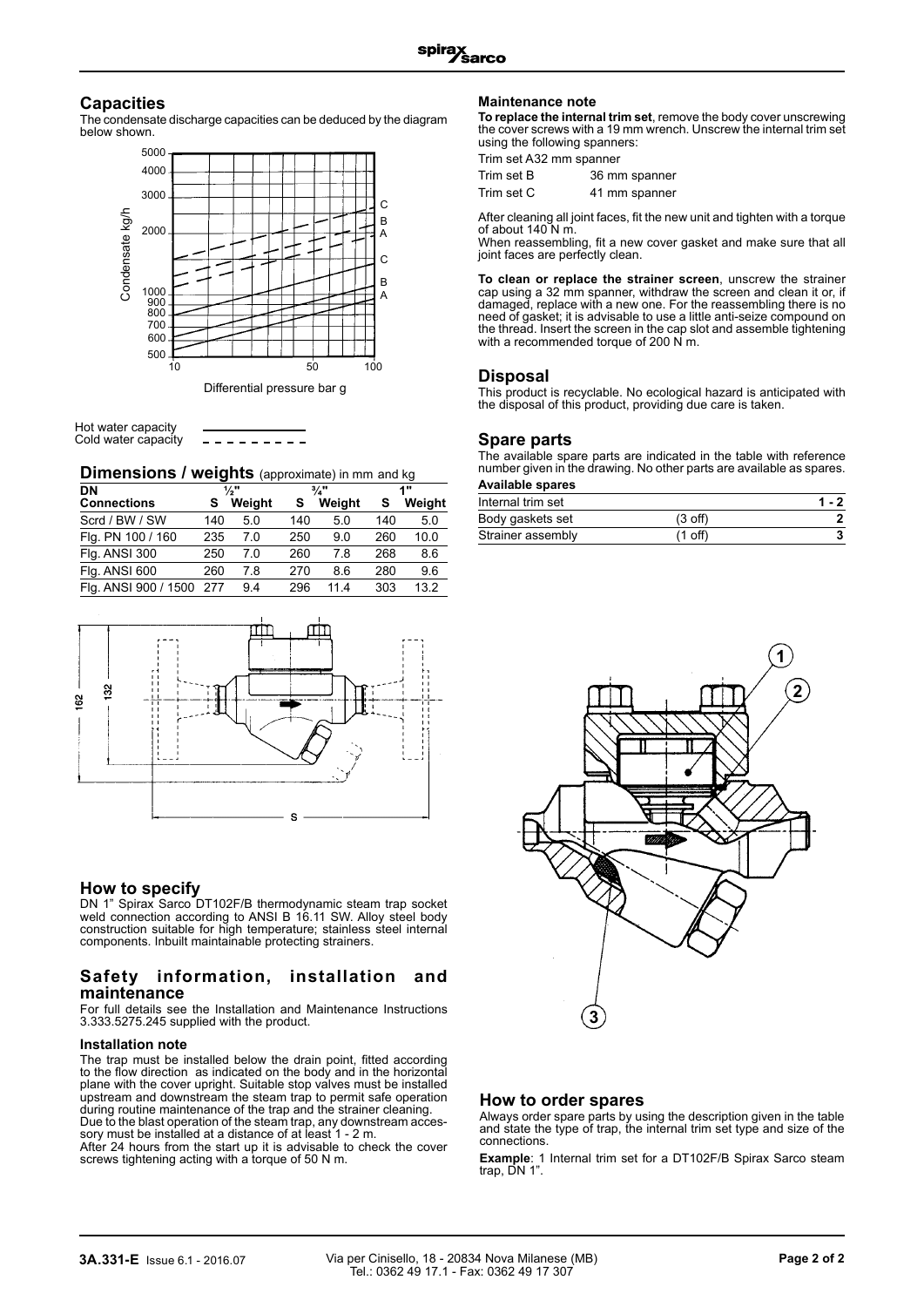## Capacities

The condensate discharge capacities can be deduced by the diagram below shown.

Condensate kg/h

5000
4000
3000
2000
1000
900
800
700
600
500

C
B
A
C
B
A

10
50
100

Differential pressure bar g

Hot water capacity
Cold water capacity

## Dimensions / weights (approximate) in mm and kg

| DN | ½" | | ¾" | | 1" | |
|---|---|---|---|---|---|---|
| Connections | S | Weight | S | Weight | S | Weight |
| Scrd / BW / SW | 140 | 5.0 | 140 | 5.0 | 140 | 5.0 |
| Flg. PN 100 / 160 | 235 | 7.0 | 250 | 9.0 | 260 | 10.0 |
| Flg. ANSI 300 | 250 | 7.0 | 260 | 7.8 | 268 | 8.6 |
| Flg. ANSI 600 | 260 | 7.8 | 270 | 8.6 | 280 | 9.6 |
| Flg. ANSI 900 / 1500 | 277 | 9.4 | 296 | 11.4 | 303 | 13.2 |

162
132
S

## How to specify

DN 1" Spirax Sarco DT102F/B thermodynamic steam trap socket weld connection according to ANSI B 16.11 SW. Alloy steel body construction suitable for high temperature; stainless steel internal components. Inbuilt maintainable protecting strainers.

## Safety information, installation and maintenance

For full details see the Installation and Maintenance Instructions 3.333.5275.245 supplied with the product.

### Installation note

The trap must be installed below the drain point, fitted according to the flow direction as indicated on the body and in the horizontal plane with the cover upright. Suitable stop valves must be installed upstream and downstream the steam trap to permit safe operation during routine maintenance of the trap and the strainer cleaning.
Due to the blast operation of the steam trap, any downstream accessory must be installed at a distance of at least 1 - 2 m.
After 24 hours from the start up it is advisable to check the cover screws tightening acting with a torque of 50 N m.

### Maintenance note

**To replace the internal trim set**, remove the body cover unscrewing the cover screws with a 19 mm wrench. Unscrew the internal trim set using the following spanners:

| | |
|---|---|
| Trim set A | 32 mm spanner |
| Trim set B | 36 mm spanner |
| Trim set C | 41 mm spanner |

After cleaning all joint faces, fit the new unit and tighten with a torque of about 140 N m.
When reassembling, fit a new cover gasket and make sure that all joint faces are perfectly clean.

**To clean or replace the strainer screen**, unscrew the strainer cap using a 32 mm spanner, withdraw the screen and clean it or, if damaged, replace with a new one. For the reassembling there is no need of gasket; it is advisable to use a little anti-seize compound on the thread. Insert the screen in the cap slot and assemble tightening with a recommended torque of 200 N m.

## Disposal

This product is recyclable. No ecological hazard is anticipated with the disposal of this product, providing due care is taken.

## Spare parts

The available spare parts are indicated in the table with reference number given in the drawing. No other parts are available as spares.

**Available spares**

| | | |
|---|---|---|
| Internal trim set | | 1 - 2 |
| Body gaskets set | (3 off) | 2 |
| Strainer assembly | (1 off) | 3 |

1
2
3

## How to order spares

Always order spare parts by using the description given in the table and state the type of trap, the internal trim set type and size of the connections.

**Example**: 1 Internal trim set for a DT102F/B Spirax Sarco steam trap, DN 1".